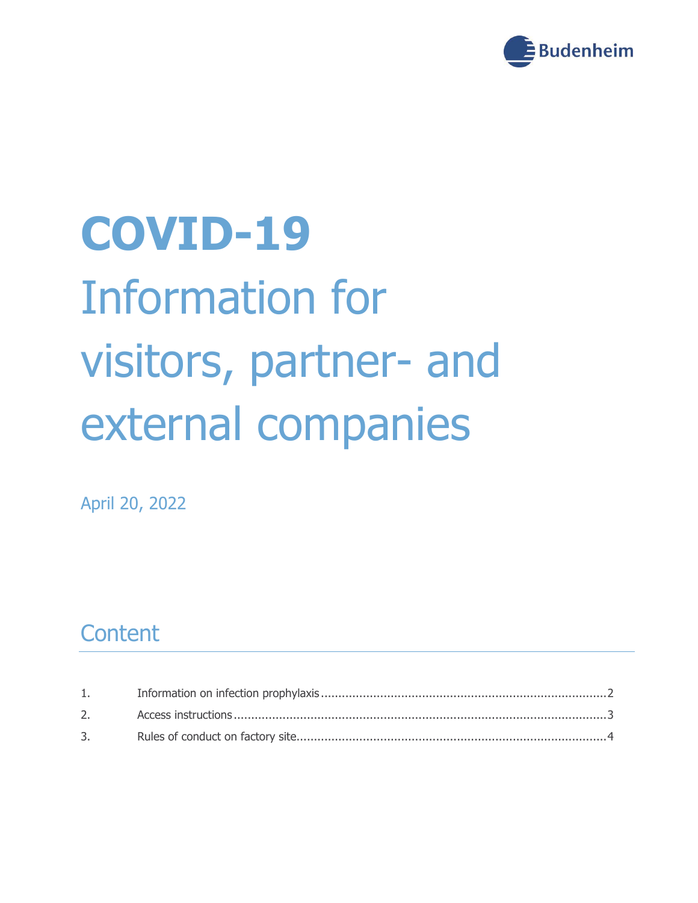# COVID-19

# Information for visitors, partner- and external companies

April 20, 2022

## Content

1. Information on infection prophylaxis ........ 2
2. Access instructions ........ 3
3. Rules of conduct on factory site ........ 4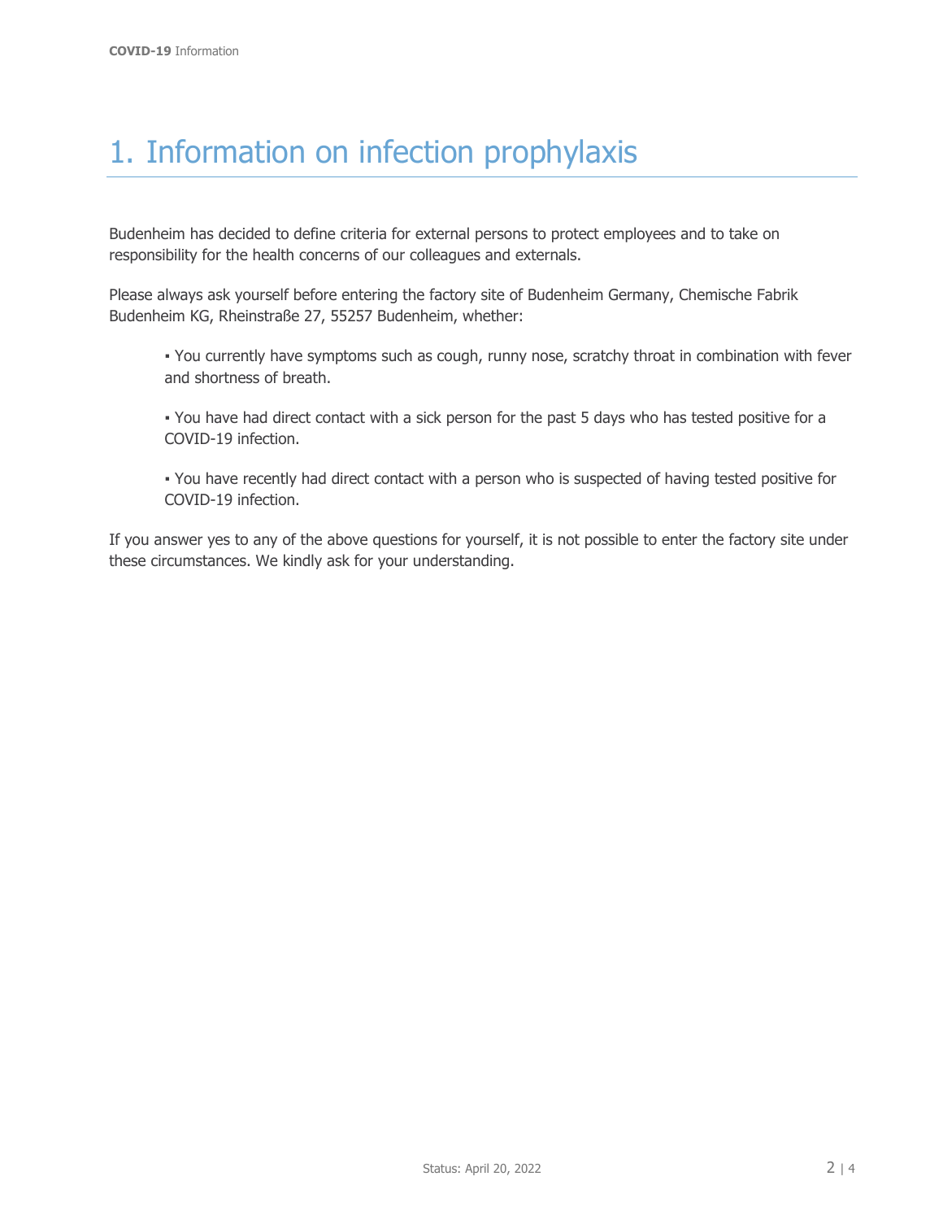# 1. Information on infection prophylaxis

Budenheim has decided to define criteria for external persons to protect employees and to take on responsibility for the health concerns of our colleagues and externals.

Please always ask yourself before entering the factory site of Budenheim Germany, Chemische Fabrik Budenheim KG, Rheinstraße 27, 55257 Budenheim, whether:

- You currently have symptoms such as cough, runny nose, scratchy throat in combination with fever and shortness of breath.
- You have had direct contact with a sick person for the past 5 days who has tested positive for a COVID-19 infection.
- You have recently had direct contact with a person who is suspected of having tested positive for COVID-19 infection.

If you answer yes to any of the above questions for yourself, it is not possible to enter the factory site under these circumstances. We kindly ask for your understanding.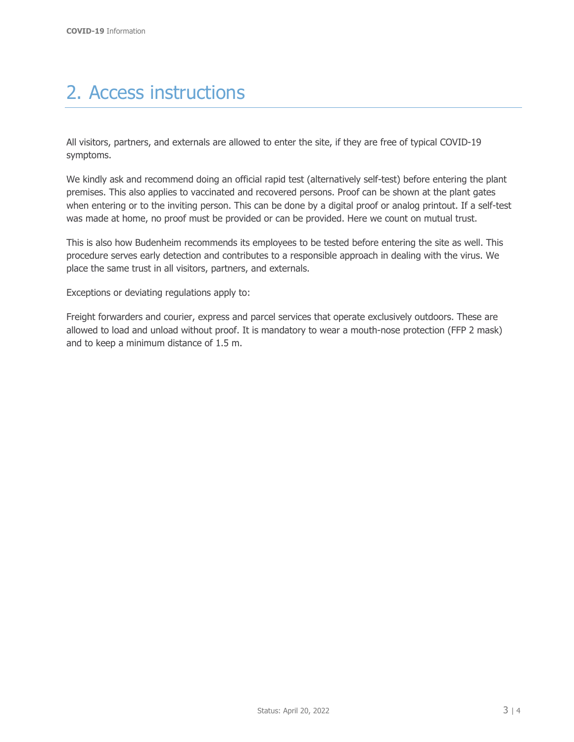## 2. Access instructions

All visitors, partners, and externals are allowed to enter the site, if they are free of typical COVID-19 symptoms.

We kindly ask and recommend doing an official rapid test (alternatively self-test) before entering the plant premises. This also applies to vaccinated and recovered persons. Proof can be shown at the plant gates when entering or to the inviting person. This can be done by a digital proof or analog printout. If a self-test was made at home, no proof must be provided or can be provided. Here we count on mutual trust.

This is also how Budenheim recommends its employees to be tested before entering the site as well. This procedure serves early detection and contributes to a responsible approach in dealing with the virus. We place the same trust in all visitors, partners, and externals.

Exceptions or deviating regulations apply to:

Freight forwarders and courier, express and parcel services that operate exclusively outdoors. These are allowed to load and unload without proof. It is mandatory to wear a mouth-nose protection (FFP 2 mask) and to keep a minimum distance of 1.5 m.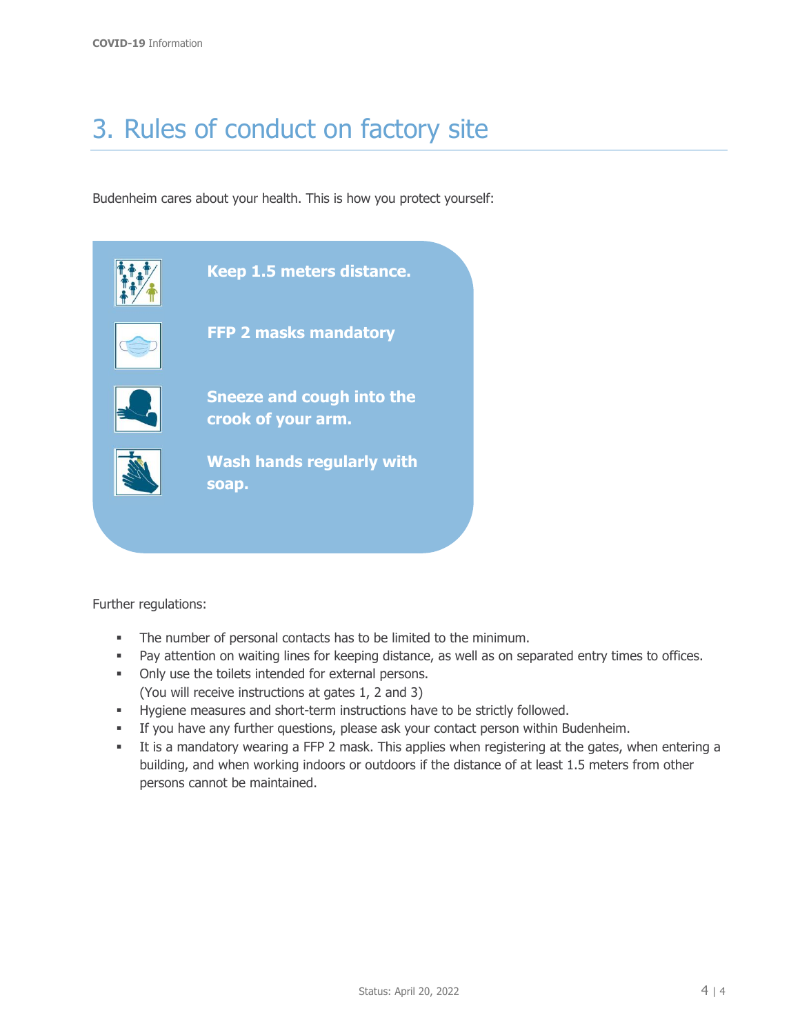# 3. Rules of conduct on factory site

Budenheim cares about your health. This is how you protect yourself:

**Keep 1.5 meters distance.**

**FFP 2 masks mandatory**

**Sneeze and cough into the crook of your arm.**

**Wash hands regularly with soap.**

Further regulations:

- The number of personal contacts has to be limited to the minimum.
- Pay attention on waiting lines for keeping distance, as well as on separated entry times to offices.
- Only use the toilets intended for external persons.
  (You will receive instructions at gates 1, 2 and 3)
- Hygiene measures and short-term instructions have to be strictly followed.
- If you have any further questions, please ask your contact person within Budenheim.
- It is a mandatory wearing a FFP 2 mask. This applies when registering at the gates, when entering a building, and when working indoors or outdoors if the distance of at least 1.5 meters from other persons cannot be maintained.

Status: April 20, 2022